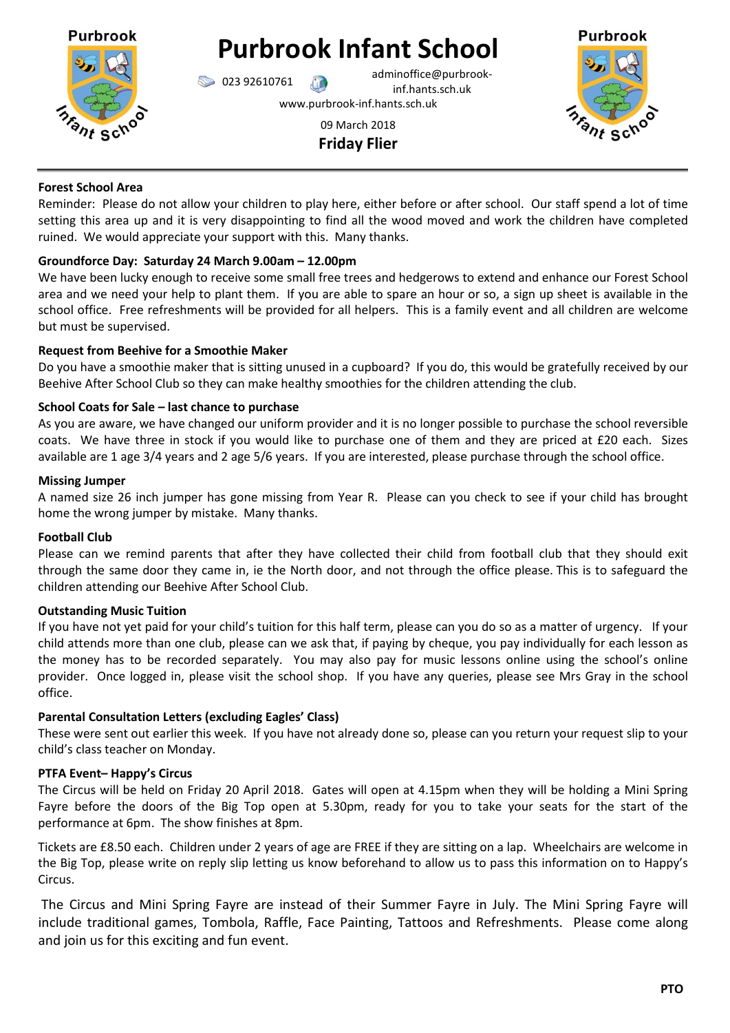# Purbrook Infant School

023 92610761 adminoffice@purbrook-inf.hants.sch.uk

www.purbrook-inf.hants.sch.uk

09 March 2018

**Friday Flier**

---

**Forest School Area**

Reminder: Please do not allow your children to play here, either before or after school. Our staff spend a lot of time setting this area up and it is very disappointing to find all the wood moved and work the children have completed ruined. We would appreciate your support with this. Many thanks.

**Groundforce Day: Saturday 24 March 9.00am – 12.00pm**

We have been lucky enough to receive some small free trees and hedgerows to extend and enhance our Forest School area and we need your help to plant them. If you are able to spare an hour or so, a sign up sheet is available in the school office. Free refreshments will be provided for all helpers. This is a family event and all children are welcome but must be supervised.

**Request from Beehive for a Smoothie Maker**

Do you have a smoothie maker that is sitting unused in a cupboard? If you do, this would be gratefully received by our Beehive After School Club so they can make healthy smoothies for the children attending the club.

**School Coats for Sale – last chance to purchase**

As you are aware, we have changed our uniform provider and it is no longer possible to purchase the school reversible coats. We have three in stock if you would like to purchase one of them and they are priced at £20 each. Sizes available are 1 age 3/4 years and 2 age 5/6 years. If you are interested, please purchase through the school office.

**Missing Jumper**

A named size 26 inch jumper has gone missing from Year R. Please can you check to see if your child has brought home the wrong jumper by mistake. Many thanks.

**Football Club**

Please can we remind parents that after they have collected their child from football club that they should exit through the same door they came in, ie the North door, and not through the office please. This is to safeguard the children attending our Beehive After School Club.

**Outstanding Music Tuition**

If you have not yet paid for your child's tuition for this half term, please can you do so as a matter of urgency. If your child attends more than one club, please can we ask that, if paying by cheque, you pay individually for each lesson as the money has to be recorded separately. You may also pay for music lessons online using the school's online provider. Once logged in, please visit the school shop. If you have any queries, please see Mrs Gray in the school office.

**Parental Consultation Letters (excluding Eagles' Class)**

These were sent out earlier this week. If you have not already done so, please can you return your request slip to your child's class teacher on Monday.

**PTFA Event– Happy's Circus**

The Circus will be held on Friday 20 April 2018. Gates will open at 4.15pm when they will be holding a Mini Spring Fayre before the doors of the Big Top open at 5.30pm, ready for you to take your seats for the start of the performance at 6pm. The show finishes at 8pm.

Tickets are £8.50 each. Children under 2 years of age are FREE if they are sitting on a lap. Wheelchairs are welcome in the Big Top, please write on reply slip letting us know beforehand to allow us to pass this information on to Happy's Circus.

The Circus and Mini Spring Fayre are instead of their Summer Fayre in July. The Mini Spring Fayre will include traditional games, Tombola, Raffle, Face Painting, Tattoos and Refreshments. Please come along and join us for this exciting and fun event.

**PTO**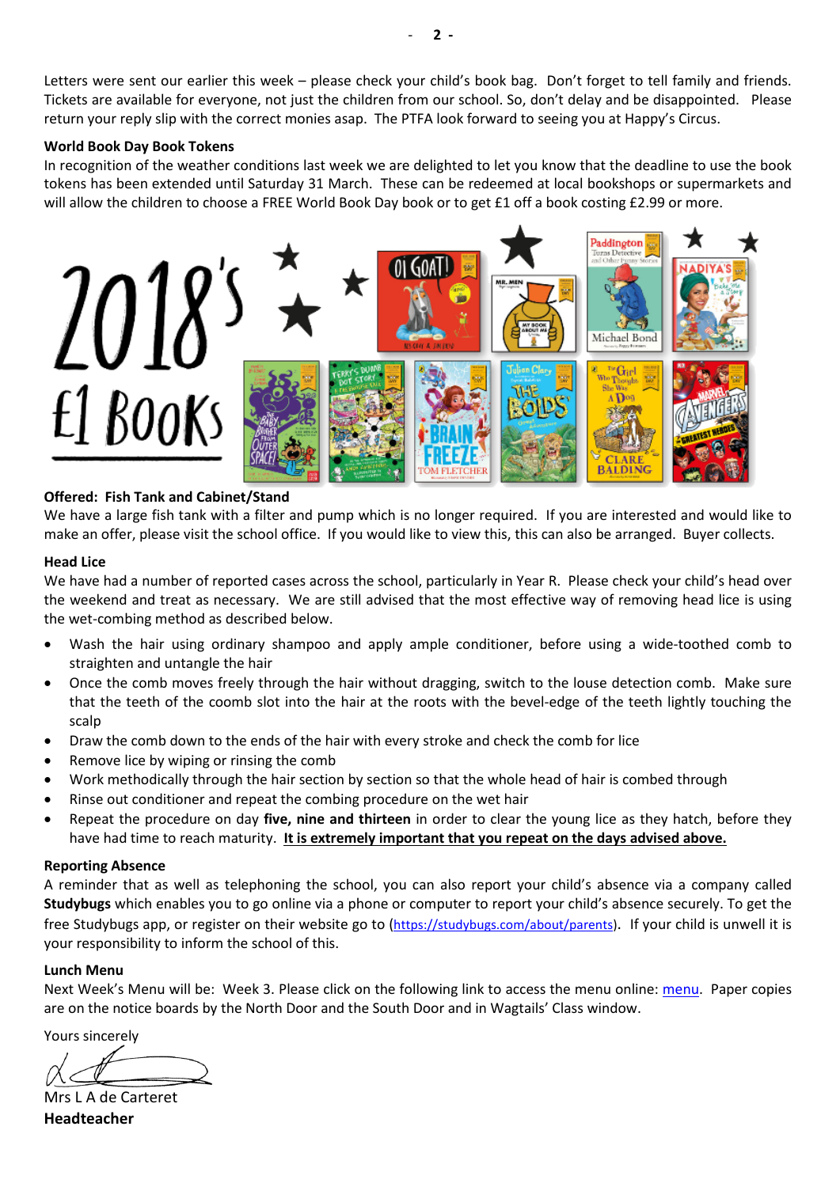Letters were sent our earlier this week – please check your child's book bag. Don't forget to tell family and friends. Tickets are available for everyone, not just the children from our school. So, don't delay and be disappointed. Please return your reply slip with the correct monies asap. The PTFA look forward to seeing you at Happy's Circus.

**World Book Day Book Tokens**

In recognition of the weather conditions last week we are delighted to let you know that the deadline to use the book tokens has been extended until Saturday 31 March. These can be redeemed at local bookshops or supermarkets and will allow the children to choose a FREE World Book Day book or to get £1 off a book costing £2.99 or more.

2018's £1 Books

**Offered: Fish Tank and Cabinet/Stand**

We have a large fish tank with a filter and pump which is no longer required. If you are interested and would like to make an offer, please visit the school office. If you would like to view this, this can also be arranged. Buyer collects.

**Head Lice**

We have had a number of reported cases across the school, particularly in Year R. Please check your child's head over the weekend and treat as necessary. We are still advised that the most effective way of removing head lice is using the wet-combing method as described below.

- Wash the hair using ordinary shampoo and apply ample conditioner, before using a wide-toothed comb to straighten and untangle the hair
- Once the comb moves freely through the hair without dragging, switch to the louse detection comb. Make sure that the teeth of the coomb slot into the hair at the roots with the bevel-edge of the teeth lightly touching the scalp
- Draw the comb down to the ends of the hair with every stroke and check the comb for lice
- Remove lice by wiping or rinsing the comb
- Work methodically through the hair section by section so that the whole head of hair is combed through
- Rinse out conditioner and repeat the combing procedure on the wet hair
- Repeat the procedure on day **five, nine and thirteen** in order to clear the young lice as they hatch, before they have had time to reach maturity. **<u>It is extremely important that you repeat on the days advised above.</u>**

**Reporting Absence**

A reminder that as well as telephoning the school, you can also report your child's absence via a company called **Studybugs** which enables you to go online via a phone or computer to report your child's absence securely. To get the free Studybugs app, or register on their website go to (https://studybugs.com/about/parents). If your child is unwell it is your responsibility to inform the school of this.

**Lunch Menu**

Next Week's Menu will be: Week 3. Please click on the following link to access the menu online: menu. Paper copies are on the notice boards by the North Door and the South Door and in Wagtails' Class window.

Yours sincerely

Mrs L A de Carteret

**Headteacher**